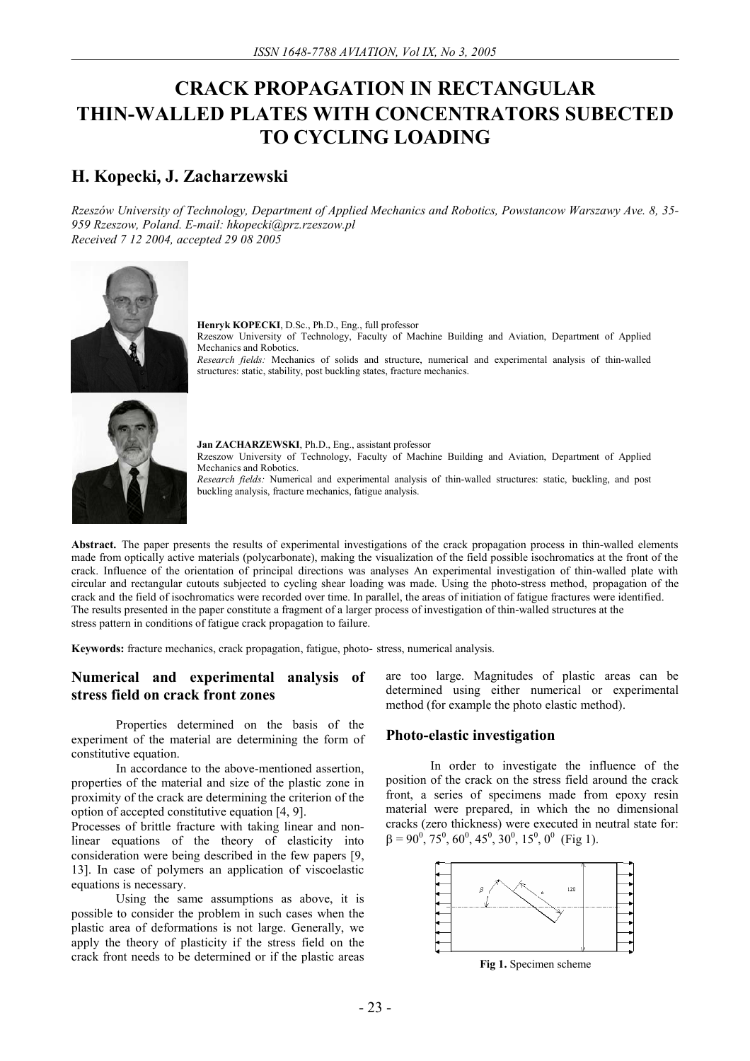# CRACK PROPAGATION IN RECTANGULAR THIN-WALLED PLATES WITH CONCENTRATORS SUBECTED TO CYCLING LOADING

## H. Kopecki, J. Zacharzewski

*Rzeszów University of Technology, Department of Applied Mechanics and Robotics, Powstancow Warszawy Ave. 8, 35-959 Rzeszow, Poland. E-mail: hkopecki@prz.rzeszow.pl*
*Received 7 12 2004, accepted 29 08 2005*

**Henryk KOPECKI**, D.Sc., Ph.D., Eng., full professor
Rzeszow University of Technology, Faculty of Machine Building and Aviation, Department of Applied Mechanics and Robotics.
*Research fields:* Mechanics of solids and structure, numerical and experimental analysis of thin-walled structures: static, stability, post buckling states, fracture mechanics.

**Jan ZACHARZEWSKI**, Ph.D., Eng., assistant professor
Rzeszow University of Technology, Faculty of Machine Building and Aviation, Department of Applied Mechanics and Robotics.
*Research fields:* Numerical and experimental analysis of thin-walled structures: static, buckling, and post buckling analysis, fracture mechanics, fatigue analysis.

**Abstract.** The paper presents the results of experimental investigations of the crack propagation process in thin-walled elements made from optically active materials (polycarbonate), making the visualization of the field possible isochromatics at the front of the crack. Influence of the orientation of principal directions was analyses An experimental investigation of thin-walled plate with circular and rectangular cutouts subjected to cycling shear loading was made. Using the photo-stress method, propagation of the crack and the field of isochromatics were recorded over time. In parallel, the areas of initiation of fatigue fractures were identified. The results presented in the paper constitute a fragment of a larger process of investigation of thin-walled structures at the stress pattern in conditions of fatigue crack propagation to failure.

**Keywords:** fracture mechanics, crack propagation, fatigue, photo- stress, numerical analysis.

### Numerical and experimental analysis of stress field on crack front zones

Properties determined on the basis of the experiment of the material are determining the form of constitutive equation.

In accordance to the above-mentioned assertion, properties of the material and size of the plastic zone in proximity of the crack are determining the criterion of the option of accepted constitutive equation [4, 9].

Processes of brittle fracture with taking linear and non-linear equations of the theory of elasticity into consideration were being described in the few papers [9, 13]. In case of polymers an application of viscoelastic equations is necessary.

Using the same assumptions as above, it is possible to consider the problem in such cases when the plastic area of deformations is not large. Generally, we apply the theory of plasticity if the stress field on the crack front needs to be determined or if the plastic areas are too large. Magnitudes of plastic areas can be determined using either numerical or experimental method (for example the photo elastic method).

### Photo-elastic investigation

In order to investigate the influence of the position of the crack on the stress field around the crack front, a series of specimens made from epoxy resin material were prepared, in which the no dimensional cracks (zero thickness) were executed in neutral state for: $\beta = 90^0, 75^0, 60^0, 45^0, 30^0, 15^0, 0^0$ (Fig 1).

**Fig 1.** Specimen scheme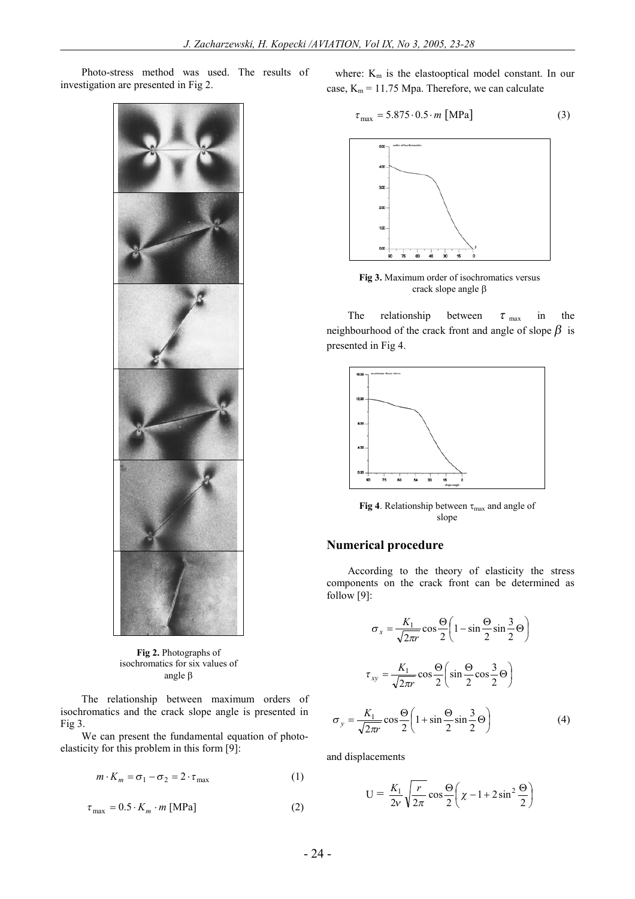Photo-stress method was used. The results of investigation are presented in Fig 2.

**Fig 2.** Photographs of isochromatics for six values of angle β

The relationship between maximum orders of isochromatics and the crack slope angle is presented in Fig 3.

We can present the fundamental equation of photo-elasticity for this problem in this form [9]:

$$m \cdot K_m = \sigma_1 - \sigma_2 = 2 \cdot \tau_{\max} \tag{1}$$

$$\tau_{\max} = 0.5 \cdot K_m \cdot m \text{ [MPa]} \tag{2}$$

where: $K_m$ is the elastooptical model constant. In our case, $K_m$ = 11.75 Mpa. Therefore, we can calculate

$$\tau_{\max} = 5.875 \cdot 0.5 \cdot m \, [\text{MPa}] \tag{3}$$

**Fig 3.** Maximum order of isochromatics versus crack slope angle β

The relationship between $\tau_{\max}$ in the neighbourhood of the crack front and angle of slope $\beta$ is presented in Fig 4.

**Fig 4**. Relationship between $\tau_{\max}$ and angle of slope

## Numerical procedure

According to the theory of elasticity the stress components on the crack front can be determined as follow [9]:

$$\sigma_x = \frac{K_1}{\sqrt{2\pi r}} \cos\frac{\Theta}{2}\left(1 - \sin\frac{\Theta}{2}\sin\frac{3}{2}\Theta\right)$$

$$\tau_{xy} = \frac{K_1}{\sqrt{2\pi r}} \cos\frac{\Theta}{2}\left(\sin\frac{\Theta}{2}\cos\frac{3}{2}\Theta\right)$$

$$\sigma_y = \frac{K_1}{\sqrt{2\pi r}} \cos\frac{\Theta}{2}\left(1 + \sin\frac{\Theta}{2}\sin\frac{3}{2}\Theta\right) \tag{4}$$

and displacements

$$\text{U} = \frac{K_1}{2\nu}\sqrt{\frac{r}{2\pi}} \cos\frac{\Theta}{2}\left(\chi - 1 + 2\sin^2\frac{\Theta}{2}\right)$$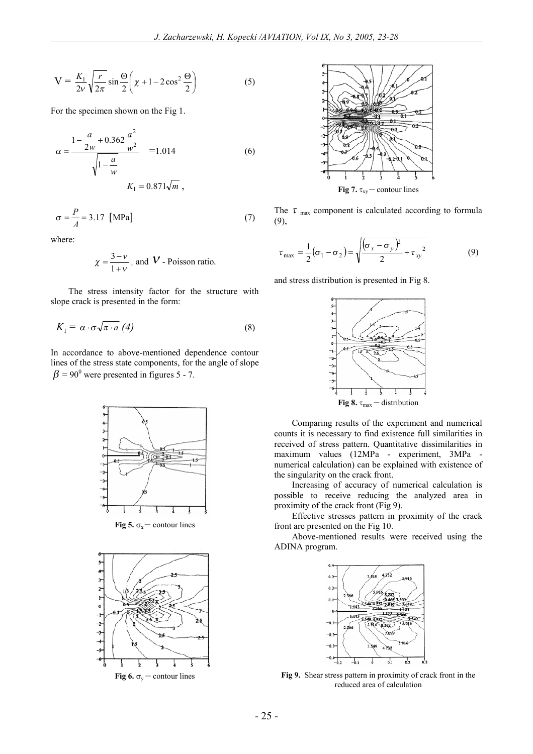$$V = \frac{K_1}{2\nu}\sqrt{\frac{r}{2\pi}}\sin\frac{\Theta}{2}\left(\chi + 1 - 2\cos^2\frac{\Theta}{2}\right) \tag{5}$$

For the specimen shown on the Fig 1.

$$\alpha = \frac{1 - \frac{a}{2w} + 0.362\frac{a^2}{w^2}}{\sqrt{1 - \frac{a}{w}}} = 1.014 \tag{6}$$

$$K_1 = 0.871\sqrt{m}\ ,$$

$$\sigma = \frac{P}{A} = 3.17\ [\text{MPa}] \tag{7}$$

where:

$\chi = \dfrac{3-\nu}{1+\nu}$ , and $\nu$ - Poisson ratio.

The stress intensity factor for the structure with slope crack is presented in the form:

$$K_1 = \alpha \cdot \sigma\sqrt{\pi \cdot a}\ (4) \tag{8}$$

In accordance to above-mentioned dependence contour lines of the stress state components, for the angle of slope $\beta = 90^0$ were presented in figures 5 - 7.

**Fig 5.** $\sigma_x$ – contour lines

**Fig 6.** $\sigma_y$ – contour lines

**Fig 7.** $\tau_{xy}$ – contour lines

The $\tau_{\max}$ component is calculated according to formula (9),

$$\tau_{\max} = \frac{1}{2}(\sigma_1 - \sigma_2) = \sqrt{\frac{(\sigma_x - \sigma_y)^2}{2} + \tau_{xy}^{\ 2}} \tag{9}$$

and stress distribution is presented in Fig 8.

**Fig 8.** $\tau_{\max}$ – distribution

Comparing results of the experiment and numerical counts it is necessary to find existence full similarities in received of stress pattern. Quantitative dissimilarities in maximum values (12MPa - experiment, 3MPa - numerical calculation) can be explained with existence of the singularity on the crack front.

Increasing of accuracy of numerical calculation is possible to receive reducing the analyzed area in proximity of the crack front (Fig 9).

Effective stresses pattern in proximity of the crack front are presented on the Fig 10.

Above-mentioned results were received using the ADINA program.

**Fig 9.** Shear stress pattern in proximity of crack front in the reduced area of calculation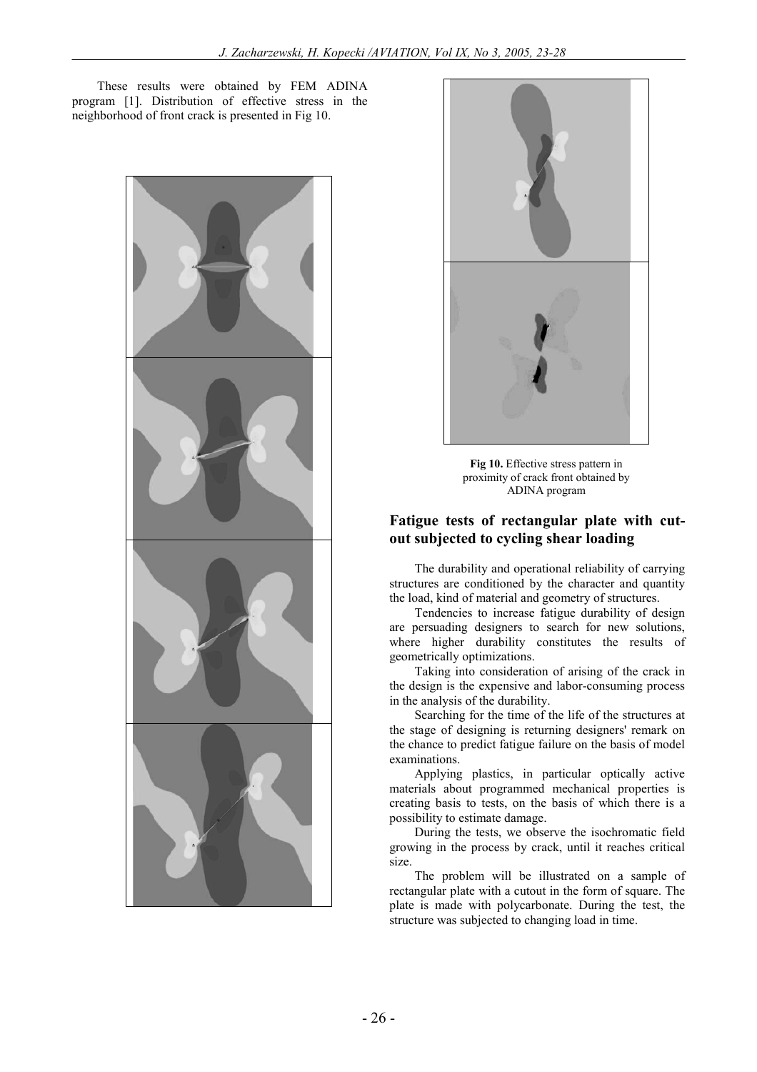These results were obtained by FEM ADINA program [1]. Distribution of effective stress in the neighborhood of front crack is presented in Fig 10.

**Fig 10.** Effective stress pattern in proximity of crack front obtained by ADINA program

## Fatigue tests of rectangular plate with cut-out subjected to cycling shear loading

The durability and operational reliability of carrying structures are conditioned by the character and quantity the load, kind of material and geometry of structures.

Tendencies to increase fatigue durability of design are persuading designers to search for new solutions, where higher durability constitutes the results of geometrically optimizations.

Taking into consideration of arising of the crack in the design is the expensive and labor-consuming process in the analysis of the durability.

Searching for the time of the life of the structures at the stage of designing is returning designers' remark on the chance to predict fatigue failure on the basis of model examinations.

Applying plastics, in particular optically active materials about programmed mechanical properties is creating basis to tests, on the basis of which there is a possibility to estimate damage.

During the tests, we observe the isochromatic field growing in the process by crack, until it reaches critical size.

The problem will be illustrated on a sample of rectangular plate with a cutout in the form of square. The plate is made with polycarbonate. During the test, the structure was subjected to changing load in time.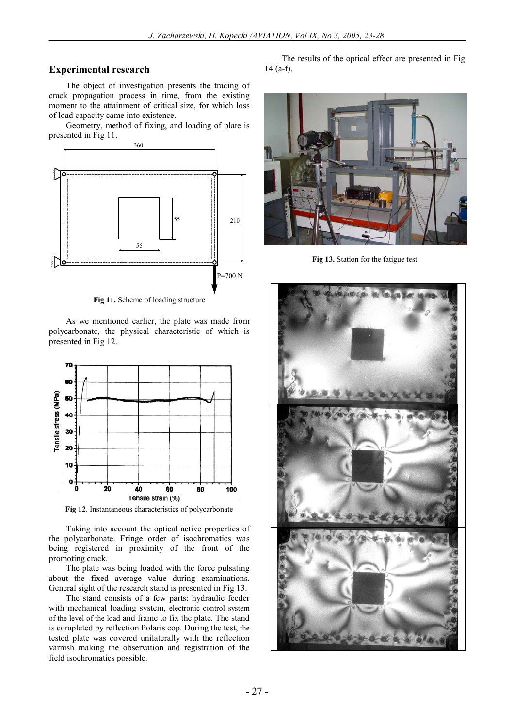## Experimental research

The object of investigation presents the tracing of crack propagation process in time, from the existing moment to the attainment of critical size, for which loss of load capacity came into existence.

Geometry, method of fixing, and loading of plate is presented in Fig 11.

**Fig 11.** Scheme of loading structure

As we mentioned earlier, the plate was made from polycarbonate, the physical characteristic of which is presented in Fig 12.

**Fig 12**. Instantaneous characteristics of polycarbonate

Taking into account the optical active properties of the polycarbonate. Fringe order of isochromatics was being registered in proximity of the front of the promoting crack.

The plate was being loaded with the force pulsating about the fixed average value during examinations. General sight of the research stand is presented in Fig 13.

The stand consists of a few parts: hydraulic feeder with mechanical loading system, electronic control system of the level of the load and frame to fix the plate. The stand is completed by reflection Polaris cop. During the test, the tested plate was covered unilaterally with the reflection varnish making the observation and registration of the field isochromatics possible.

The results of the optical effect are presented in Fig 14 (a-f).

**Fig 13.** Station for the fatigue test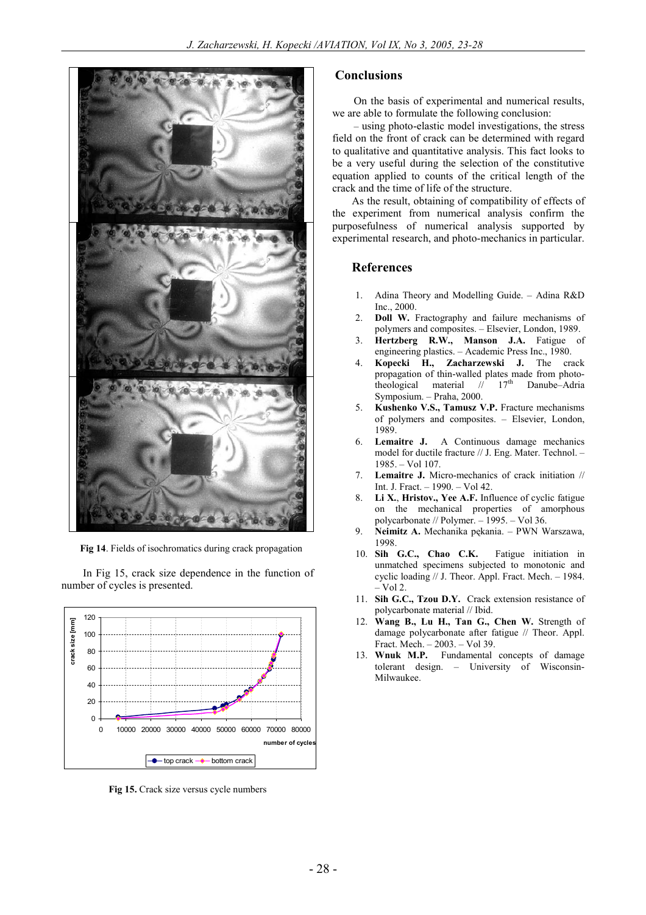Fig 14. Fields of isochromatics during crack propagation

In Fig 15, crack size dependence in the function of number of cycles is presented.

crack size [mm]

120
100
80
60
40
20
0

0 10000 20000 30000 40000 50000 60000 70000 80000

number of cycles

top crack — bottom crack

**Fig 15.** Crack size versus cycle numbers

## Conclusions

On the basis of experimental and numerical results, we are able to formulate the following conclusion:

– using photo-elastic model investigations, the stress field on the front of crack can be determined with regard to qualitative and quantitative analysis. This fact looks to be a very useful during the selection of the constitutive equation applied to counts of the critical length of the crack and the time of life of the structure.

As the result, obtaining of compatibility of effects of the experiment from numerical analysis confirm the purposefulness of numerical analysis supported by experimental research, and photo-mechanics in particular.

## References

1. Adina Theory and Modelling Guide. – Adina R&D Inc., 2000.
2. **Doll W.** Fractography and failure mechanisms of polymers and composites. – Elsevier, London, 1989.
3. **Hertzberg R.W., Manson J.A.** Fatigue of engineering plastics. – Academic Press Inc., 1980.
4. **Kopecki H., Zacharzewski J.** The crack propagation of thin-walled plates made from photo-theological material // 17th Danube–Adria Symposium. – Praha, 2000.
5. **Kushenko V.S., Tamusz V.P.** Fracture mechanisms of polymers and composites. – Elsevier, London, 1989.
6. **Lemaitre J.** A Continuous damage mechanics model for ductile fracture // J. Eng. Mater. Technol. – 1985. – Vol 107.
7. **Lemaitre J.** Micro-mechanics of crack initiation // Int. J. Fract. – 1990. – Vol 42.
8. **Li X.**, **Hristov.**, **Yee A.F.** Influence of cyclic fatigue on the mechanical properties of amorphous polycarbonate // Polymer. – 1995. – Vol 36.
9. **Neimitz A.** Mechanika pękania. – PWN Warszawa, 1998.
10. **Sih G.C., Chao C.K.** Fatigue initiation in unmatched specimens subjected to monotonic and cyclic loading // J. Theor. Appl. Fract. Mech. – 1984. – Vol 2.
11. **Sih G.C., Tzou D.Y.** Crack extension resistance of polycarbonate material // Ibid.
12. **Wang B., Lu H., Tan G., Chen W.** Strength of damage polycarbonate after fatigue // Theor. Appl. Fract. Mech. – 2003. – Vol 39.
13. **Wnuk M.P.** Fundamental concepts of damage tolerant design. – University of Wisconsin-Milwaukee.